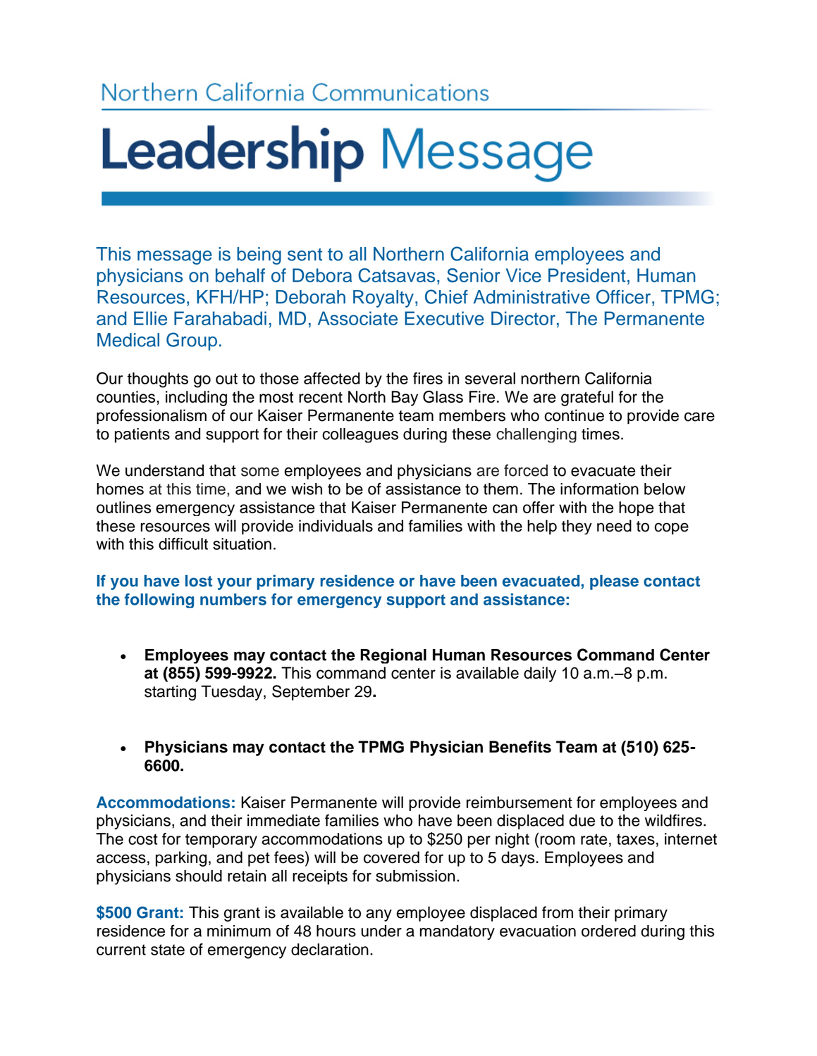Northern California Communications

# Leadership Message

This message is being sent to all Northern California employees and physicians on behalf of Debora Catsavas, Senior Vice President, Human Resources, KFH/HP; Deborah Royalty, Chief Administrative Officer, TPMG; and Ellie Farahabadi, MD, Associate Executive Director, The Permanente Medical Group.

Our thoughts go out to those affected by the fires in several northern California counties, including the most recent North Bay Glass Fire. We are grateful for the professionalism of our Kaiser Permanente team members who continue to provide care to patients and support for their colleagues during these challenging times.

We understand that some employees and physicians are forced to evacuate their homes at this time, and we wish to be of assistance to them. The information below outlines emergency assistance that Kaiser Permanente can offer with the hope that these resources will provide individuals and families with the help they need to cope with this difficult situation.

**If you have lost your primary residence or have been evacuated, please contact the following numbers for emergency support and assistance:**

- **Employees may contact the Regional Human Resources Command Center at (855) 599-9922.** This command center is available daily 10 a.m.–8 p.m. starting Tuesday, September 29**.**

- **Physicians may contact the TPMG Physician Benefits Team at (510) 625-6600.**

**Accommodations:** Kaiser Permanente will provide reimbursement for employees and physicians, and their immediate families who have been displaced due to the wildfires. The cost for temporary accommodations up to $250 per night (room rate, taxes, internet access, parking, and pet fees) will be covered for up to 5 days. Employees and physicians should retain all receipts for submission.

**$500 Grant:** This grant is available to any employee displaced from their primary residence for a minimum of 48 hours under a mandatory evacuation ordered during this current state of emergency declaration.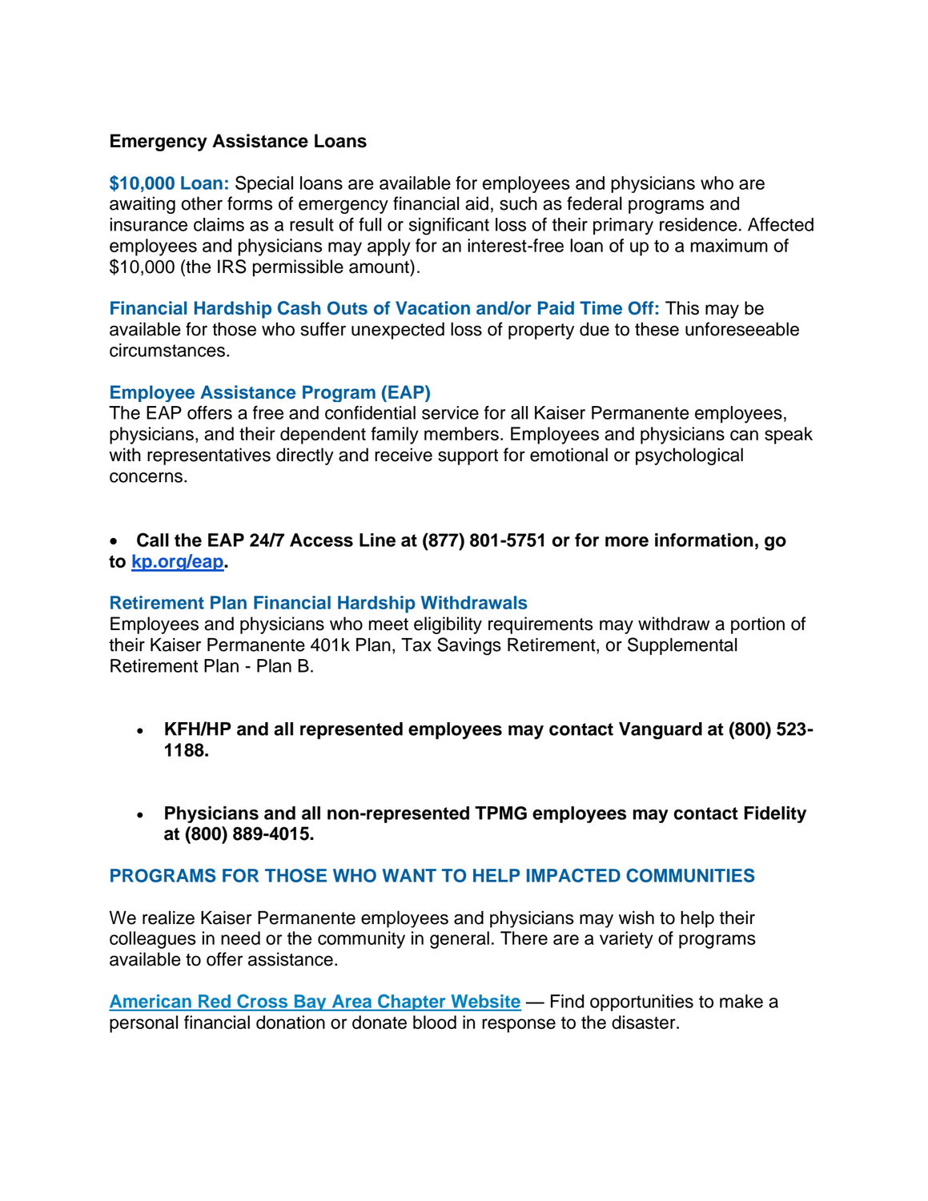**Emergency Assistance Loans**

**$10,000 Loan:** Special loans are available for employees and physicians who are awaiting other forms of emergency financial aid, such as federal programs and insurance claims as a result of full or significant loss of their primary residence. Affected employees and physicians may apply for an interest-free loan of up to a maximum of $10,000 (the IRS permissible amount).

**Financial Hardship Cash Outs of Vacation and/or Paid Time Off:** This may be available for those who suffer unexpected loss of property due to these unforeseeable circumstances.

### Employee Assistance Program (EAP)

The EAP offers a free and confidential service for all Kaiser Permanente employees, physicians, and their dependent family members. Employees and physicians can speak with representatives directly and receive support for emotional or psychological concerns.

- **Call the EAP 24/7 Access Line at (877) 801-5751 or for more information, go to [kp.org/eap](kp.org/eap).**

### Retirement Plan Financial Hardship Withdrawals

Employees and physicians who meet eligibility requirements may withdraw a portion of their Kaiser Permanente 401k Plan, Tax Savings Retirement, or Supplemental Retirement Plan - Plan B.

- **KFH/HP and all represented employees may contact Vanguard at (800) 523-1188.**
- **Physicians and all non-represented TPMG employees may contact Fidelity at (800) 889-4015.**

## PROGRAMS FOR THOSE WHO WANT TO HELP IMPACTED COMMUNITIES

We realize Kaiser Permanente employees and physicians may wish to help their colleagues in need or the community in general. There are a variety of programs available to offer assistance.

[American Red Cross Bay Area Chapter Website]() — Find opportunities to make a personal financial donation or donate blood in response to the disaster.